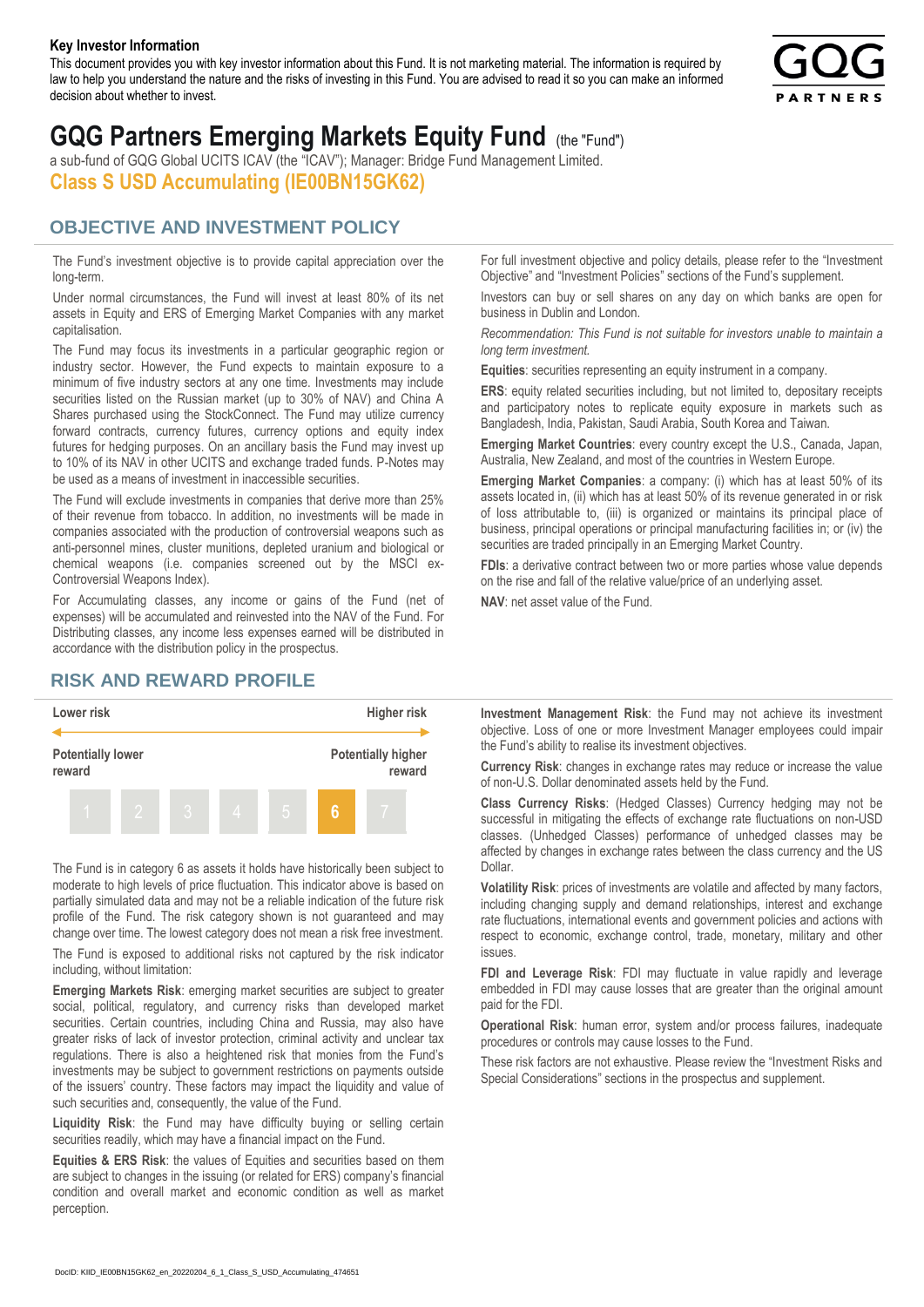**Key Investor Information**

This document provides you with key investor information about this Fund. It is not marketing material. The information is required by law to help you understand the nature and the risks of investing in this Fund. You are advised to read it so you can make an informed decision about whether to invest.

# GQG Partners Emerging Markets Equity Fund (the "Fund")

a sub-fund of GQG Global UCITS ICAV (the "ICAV"); Manager: Bridge Fund Management Limited.

## Class S USD Accumulating (IE00BN15GK62)

## OBJECTIVE AND INVESTMENT POLICY

The Fund's investment objective is to provide capital appreciation over the long-term.

Under normal circumstances, the Fund will invest at least 80% of its net assets in Equity and ERS of Emerging Market Companies with any market capitalisation.

The Fund may focus its investments in a particular geographic region or industry sector. However, the Fund expects to maintain exposure to a minimum of five industry sectors at any one time. Investments may include securities listed on the Russian market (up to 30% of NAV) and China A Shares purchased using the StockConnect. The Fund may utilize currency forward contracts, currency futures, currency options and equity index futures for hedging purposes. On an ancillary basis the Fund may invest up to 10% of its NAV in other UCITS and exchange traded funds. P-Notes may be used as a means of investment in inaccessible securities.

The Fund will exclude investments in companies that derive more than 25% of their revenue from tobacco. In addition, no investments will be made in companies associated with the production of controversial weapons such as anti-personnel mines, cluster munitions, depleted uranium and biological or chemical weapons (i.e. companies screened out by the MSCI ex-Controversial Weapons Index).

For Accumulating classes, any income or gains of the Fund (net of expenses) will be accumulated and reinvested into the NAV of the Fund. For Distributing classes, any income less expenses earned will be distributed in accordance with the distribution policy in the prospectus.

For full investment objective and policy details, please refer to the "Investment Objective" and "Investment Policies" sections of the Fund's supplement.

Investors can buy or sell shares on any day on which banks are open for business in Dublin and London.

*Recommendation: This Fund is not suitable for investors unable to maintain a long term investment.*

**Equities**: securities representing an equity instrument in a company.

**ERS**: equity related securities including, but not limited to, depositary receipts and participatory notes to replicate equity exposure in markets such as Bangladesh, India, Pakistan, Saudi Arabia, South Korea and Taiwan.

**Emerging Market Countries**: every country except the U.S., Canada, Japan, Australia, New Zealand, and most of the countries in Western Europe.

**Emerging Market Companies**: a company: (i) which has at least 50% of its assets located in, (ii) which has at least 50% of its revenue generated in or risk of loss attributable to, (iii) is organized or maintains its principal place of business, principal operations or principal manufacturing facilities in; or (iv) the securities are traded principally in an Emerging Market Country.

**FDIs**: a derivative contract between two or more parties whose value depends on the rise and fall of the relative value/price of an underlying asset.

**NAV**: net asset value of the Fund.

## RISK AND REWARD PROFILE

Lower risk — Higher risk

Potentially lower reward — Potentially higher reward

1 2 3 4 5 **6** 7

The Fund is in category 6 as assets it holds have historically been subject to moderate to high levels of price fluctuation. This indicator above is based on partially simulated data and may not be a reliable indication of the future risk profile of the Fund. The risk category shown is not guaranteed and may change over time. The lowest category does not mean a risk free investment.

The Fund is exposed to additional risks not captured by the risk indicator including, without limitation:

**Emerging Markets Risk**: emerging market securities are subject to greater social, political, regulatory, and currency risks than developed market securities. Certain countries, including China and Russia, may also have greater risks of lack of investor protection, criminal activity and unclear tax regulations. There is also a heightened risk that monies from the Fund's investments may be subject to government restrictions on payments outside of the issuers' country. These factors may impact the liquidity and value of such securities and, consequently, the value of the Fund.

**Liquidity Risk**: the Fund may have difficulty buying or selling certain securities readily, which may have a financial impact on the Fund.

**Equities & ERS Risk**: the values of Equities and securities based on them are subject to changes in the issuing (or related for ERS) company's financial condition and overall market and economic condition as well as market perception.

**Investment Management Risk**: the Fund may not achieve its investment objective. Loss of one or more Investment Manager employees could impair the Fund's ability to realise its investment objectives.

**Currency Risk**: changes in exchange rates may reduce or increase the value of non-U.S. Dollar denominated assets held by the Fund.

**Class Currency Risks**: (Hedged Classes) Currency hedging may not be successful in mitigating the effects of exchange rate fluctuations on non-USD classes. (Unhedged Classes) performance of unhedged classes may be affected by changes in exchange rates between the class currency and the US Dollar.

**Volatility Risk**: prices of investments are volatile and affected by many factors, including changing supply and demand relationships, interest and exchange rate fluctuations, international events and government policies and actions with respect to economic, exchange control, trade, monetary, military and other issues.

**FDI and Leverage Risk**: FDI may fluctuate in value rapidly and leverage embedded in FDI may cause losses that are greater than the original amount paid for the FDI.

**Operational Risk**: human error, system and/or process failures, inadequate procedures or controls may cause losses to the Fund.

These risk factors are not exhaustive. Please review the "Investment Risks and Special Considerations" sections in the prospectus and supplement.

DocID: KIID_IE00BN15GK62_en_20220204_6_1_Class_S_USD_Accumulating_474651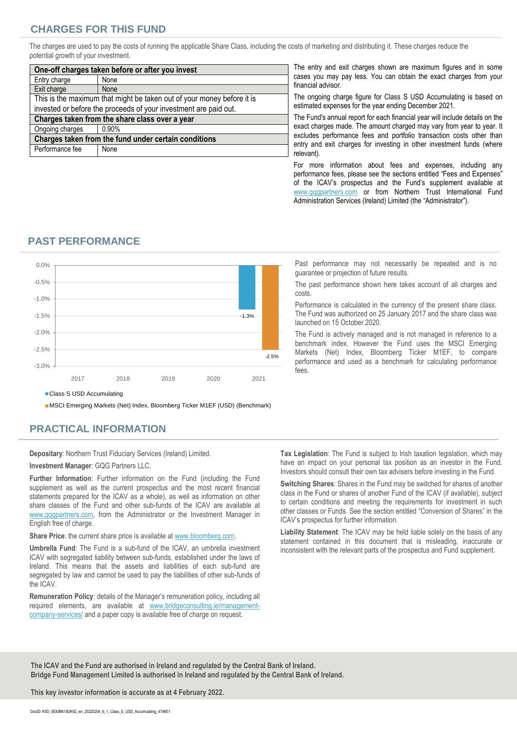## CHARGES FOR THIS FUND

The charges are used to pay the costs of running the applicable Share Class, including the costs of marketing and distributing it. These charges reduce the potential growth of your investment.

| One-off charges taken before or after you invest | |
|---|---|
| Entry charge | None |
| Exit charge | None |
| This is the maximum that might be taken out of your money before it is invested or before the proceeds of your investment are paid out. | |
| **Charges taken from the share class over a year** | |
| Ongoing charges | 0.90% |
| **Charges taken from the fund under certain conditions** | |
| Performance fee | None |

The entry and exit charges shown are maximum figures and in some cases you may pay less. You can obtain the exact charges from your financial advisor.

The ongoing charge figure for Class S USD Accumulating is based on estimated expenses for the year ending December 2021.

The Fund's annual report for each financial year will include details on the exact charges made. The amount charged may vary from year to year. It excludes performance fees and portfolio transaction costs other than entry and exit charges for investing in other investment funds (where relevant).

For more information about fees and expenses, including any performance fees, please see the sections entitled "Fees and Expenses" of the ICAV's prospectus and the Fund's supplement available at www.gqgpartners.com or from Northern Trust International Fund Administration Services (Ireland) Limited (the "Administrator").

## PAST PERFORMANCE

0.0%
-0.5%
-1.0%
-1.5%
-2.0%
-2.5%
-3.0%

-1.3%
-2.5%

2017 2018 2019 2020 2021

Class S USD Accumulating

MSCI Emerging Markets (Net) Index, Bloomberg Ticker M1EF (USD) (Benchmark)

Past performance may not necessarily be repeated and is no guarantee or projection of future results.

The past performance shown here takes account of all charges and costs.

Performance is calculated in the currency of the present share class. The Fund was authorized on 25 January 2017 and the share class was launched on 15 October 2020.

The Fund is actively managed and is not managed in reference to a benchmark index. However the Fund uses the MSCI Emerging Markets (Net) Index, Bloomberg Ticker M1EF, to compare performance and used as a benchmark for calculating performance fees.

## PRACTICAL INFORMATION

**Depositary**: Northern Trust Fiduciary Services (Ireland) Limited.

**Investment Manager**: GQG Partners LLC.

**Further Information**: Further information on the Fund (including the Fund supplement as well as the current prospectus and the most recent financial statements prepared for the ICAV as a whole), as well as information on other share classes of the Fund and other sub-funds of the ICAV are available at www.gqgpartners.com, from the Administrator or the Investment Manager in English free of charge.

**Share Price**: the current share price is available at www.bloomberg.com.

**Umbrella Fund**: The Fund is a sub-fund of the ICAV, an umbrella investment ICAV with segregated liability between sub-funds, established under the laws of Ireland. This means that the assets and liabilities of each sub-fund are segregated by law and cannot be used to pay the liabilities of other sub-funds of the ICAV.

**Remuneration Policy**: details of the Manager's remuneration policy, including all required elements, are available at www.bridgeconsulting.ie/management-company-services/ and a paper copy is available free of charge on request.

**Tax Legislation**: The Fund is subject to Irish taxation legislation, which may have an impact on your personal tax position as an investor in the Fund. Investors should consult their own tax advisers before investing in the Fund.

**Switching Shares**: Shares in the Fund may be switched for shares of another class in the Fund or shares of another Fund of the ICAV (if available), subject to certain conditions and meeting the requirements for investment in such other classes or Funds. See the section entitled "Conversion of Shares" in the ICAV's prospectus for further information.

**Liability Statement**: The ICAV may be held liable solely on the basis of any statement contained in this document that is misleading, inaccurate or inconsistent with the relevant parts of the prospectus and Fund supplement.

**The ICAV and the Fund are authorised in Ireland and regulated by the Central Bank of Ireland.**
**Bridge Fund Management Limited is authorised in Ireland and regulated by the Central Bank of Ireland.**

**This key investor information is accurate as at 4 February 2022.**

DocID: KIID_IE00BN15GK62_en_20220204_6_1_Class_S_USD_Accumulating_474651